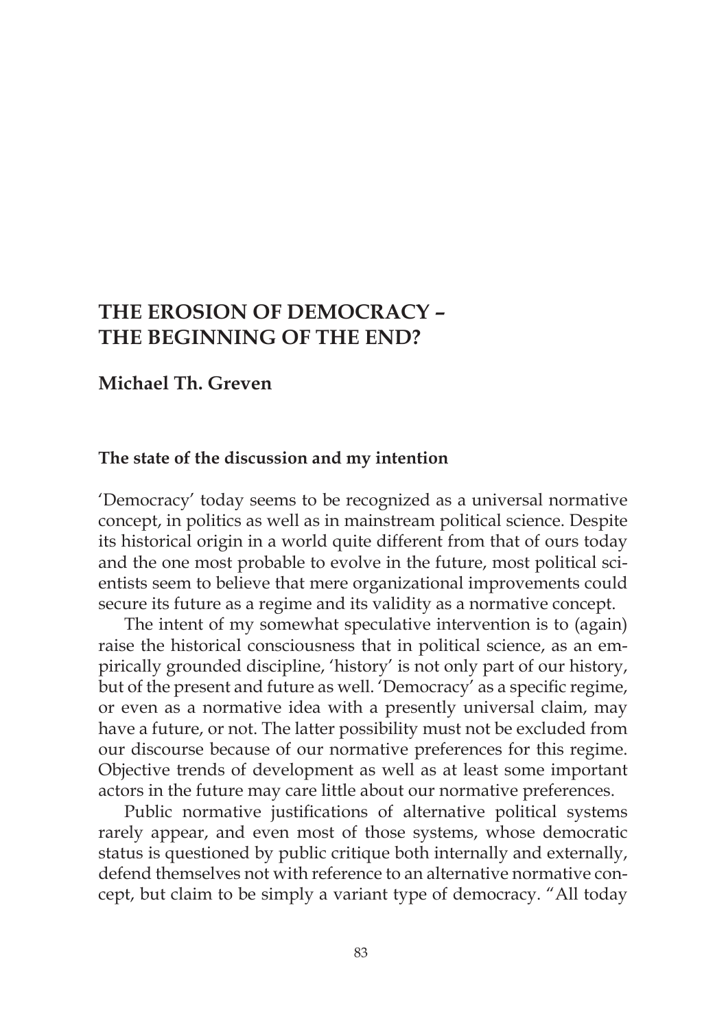# THE EROSION OF DEMOCRACY – THE BEGINNING OF THE END?

**Michael Th. Greven**

## The state of the discussion and my intention

'Democracy' today seems to be recognized as a universal normative concept, in politics as well as in mainstream political science. Despite its historical origin in a world quite different from that of ours today and the one most probable to evolve in the future, most political scientists seem to believe that mere organizational improvements could secure its future as a regime and its validity as a normative concept.

The intent of my somewhat speculative intervention is to (again) raise the historical consciousness that in political science, as an empirically grounded discipline, 'history' is not only part of our history, but of the present and future as well. 'Democracy' as a specific regime, or even as a normative idea with a presently universal claim, may have a future, or not. The latter possibility must not be excluded from our discourse because of our normative preferences for this regime. Objective trends of development as well as at least some important actors in the future may care little about our normative preferences.

Public normative justifications of alternative political systems rarely appear, and even most of those systems, whose democratic status is questioned by public critique both internally and externally, defend themselves not with reference to an alternative normative concept, but claim to be simply a variant type of democracy. "All today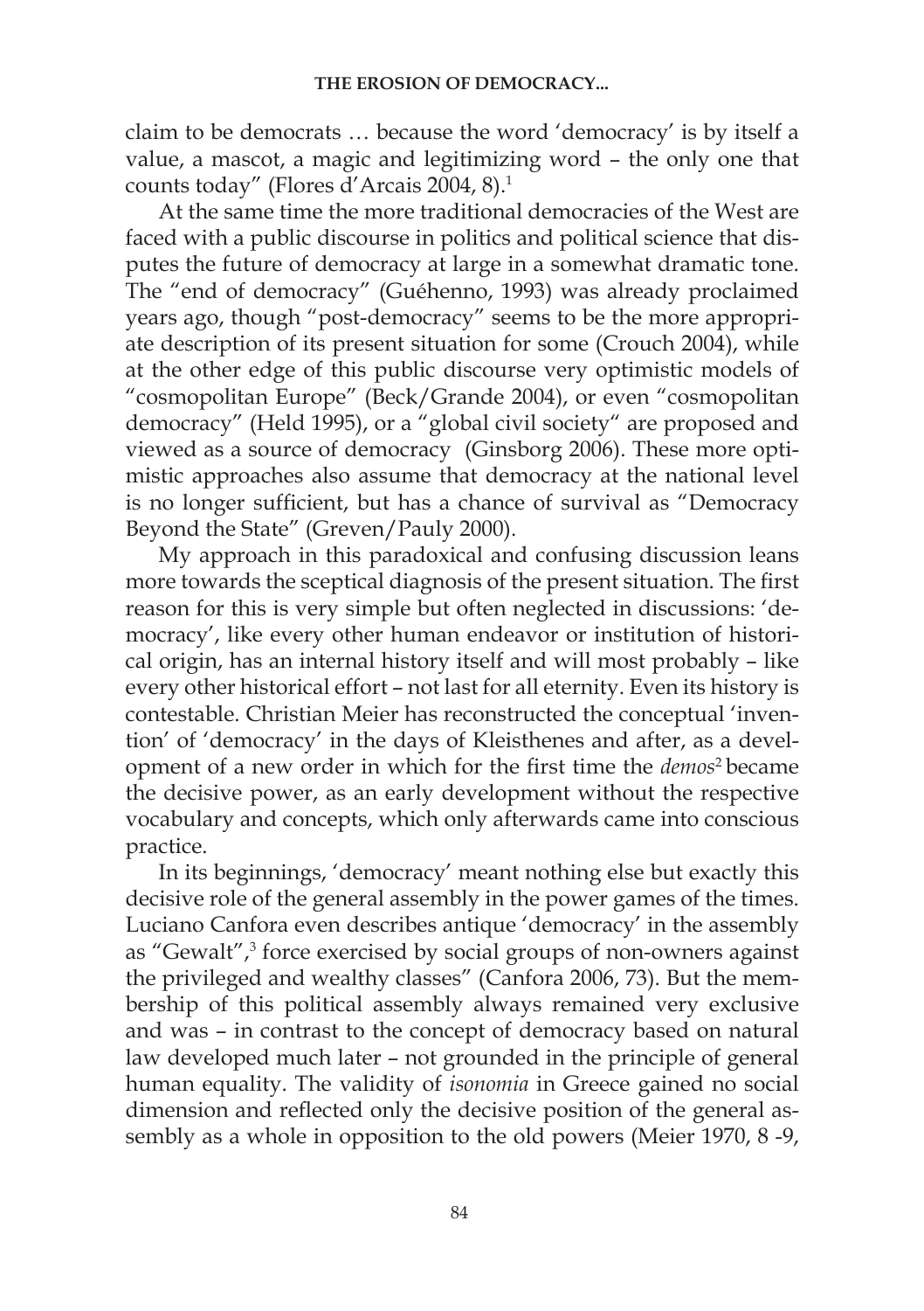claim to be democrats … because the word 'democracy' is by itself a value, a mascot, a magic and legitimizing word – the only one that counts today" (Flores d'Arcais 2004, 8).[1]

At the same time the more traditional democracies of the West are faced with a public discourse in politics and political science that disputes the future of democracy at large in a somewhat dramatic tone. The "end of democracy" (Guéhenno, 1993) was already proclaimed years ago, though "post-democracy" seems to be the more appropriate description of its present situation for some (Crouch 2004), while at the other edge of this public discourse very optimistic models of "cosmopolitan Europe" (Beck/Grande 2004), or even "cosmopolitan democracy" (Held 1995), or a "global civil society" are proposed and viewed as a source of democracy (Ginsborg 2006). These more optimistic approaches also assume that democracy at the national level is no longer sufficient, but has a chance of survival as "Democracy Beyond the State" (Greven/Pauly 2000).

My approach in this paradoxical and confusing discussion leans more towards the sceptical diagnosis of the present situation. The first reason for this is very simple but often neglected in discussions: 'democracy', like every other human endeavor or institution of historical origin, has an internal history itself and will most probably – like every other historical effort – not last for all eternity. Even its history is contestable. Christian Meier has reconstructed the conceptual 'invention' of 'democracy' in the days of Kleisthenes and after, as a development of a new order in which for the first time the *demos*[2] became the decisive power, as an early development without the respective vocabulary and concepts, which only afterwards came into conscious practice.

In its beginnings, 'democracy' meant nothing else but exactly this decisive role of the general assembly in the power games of the times. Luciano Canfora even describes antique 'democracy' in the assembly as "Gewalt",[3] force exercised by social groups of non-owners against the privileged and wealthy classes" (Canfora 2006, 73). But the membership of this political assembly always remained very exclusive and was – in contrast to the concept of democracy based on natural law developed much later – not grounded in the principle of general human equality. The validity of *isonomia* in Greece gained no social dimension and reflected only the decisive position of the general assembly as a whole in opposition to the old powers (Meier 1970, 8 -9,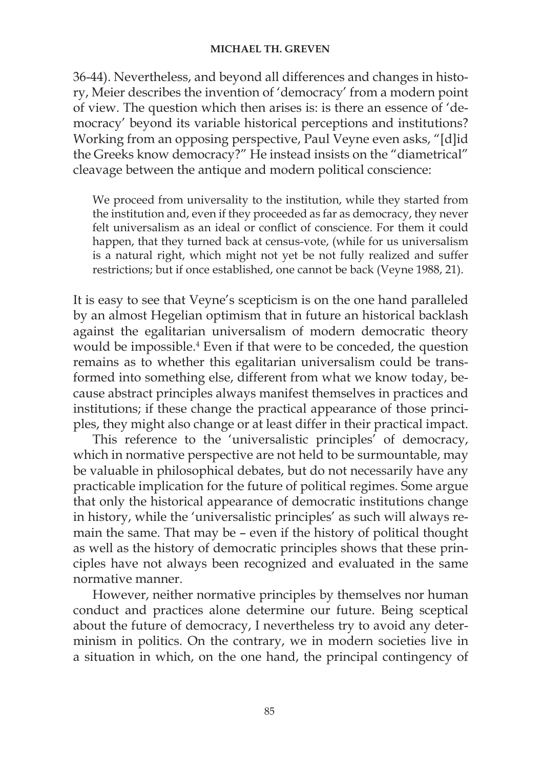36-44). Nevertheless, and beyond all differences and changes in history, Meier describes the invention of 'democracy' from a modern point of view. The question which then arises is: is there an essence of 'democracy' beyond its variable historical perceptions and institutions? Working from an opposing perspective, Paul Veyne even asks, "[d]id the Greeks know democracy?" He instead insists on the "diametrical" cleavage between the antique and modern political conscience:

> We proceed from universality to the institution, while they started from the institution and, even if they proceeded as far as democracy, they never felt universalism as an ideal or conflict of conscience. For them it could happen, that they turned back at census-vote, (while for us universalism is a natural right, which might not yet be not fully realized and suffer restrictions; but if once established, one cannot be back (Veyne 1988, 21).

It is easy to see that Veyne's scepticism is on the one hand paralleled by an almost Hegelian optimism that in future an historical backlash against the egalitarian universalism of modern democratic theory would be impossible.[4] Even if that were to be conceded, the question remains as to whether this egalitarian universalism could be transformed into something else, different from what we know today, because abstract principles always manifest themselves in practices and institutions; if these change the practical appearance of those principles, they might also change or at least differ in their practical impact.

This reference to the 'universalistic principles' of democracy, which in normative perspective are not held to be surmountable, may be valuable in philosophical debates, but do not necessarily have any practicable implication for the future of political regimes. Some argue that only the historical appearance of democratic institutions change in history, while the 'universalistic principles' as such will always remain the same. That may be – even if the history of political thought as well as the history of democratic principles shows that these principles have not always been recognized and evaluated in the same normative manner.

However, neither normative principles by themselves nor human conduct and practices alone determine our future. Being sceptical about the future of democracy, I nevertheless try to avoid any determinism in politics. On the contrary, we in modern societies live in a situation in which, on the one hand, the principal contingency of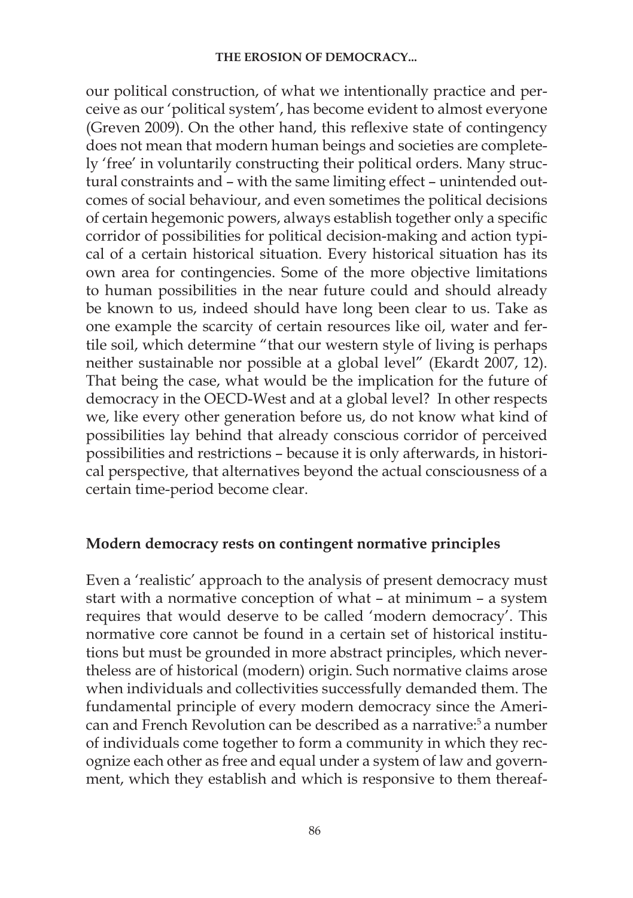our political construction, of what we intentionally practice and perceive as our 'political system', has become evident to almost everyone (Greven 2009). On the other hand, this reflexive state of contingency does not mean that modern human beings and societies are completely 'free' in voluntarily constructing their political orders. Many structural constraints and – with the same limiting effect – unintended outcomes of social behaviour, and even sometimes the political decisions of certain hegemonic powers, always establish together only a specific corridor of possibilities for political decision-making and action typical of a certain historical situation. Every historical situation has its own area for contingencies. Some of the more objective limitations to human possibilities in the near future could and should already be known to us, indeed should have long been clear to us. Take as one example the scarcity of certain resources like oil, water and fertile soil, which determine "that our western style of living is perhaps neither sustainable nor possible at a global level" (Ekardt 2007, 12). That being the case, what would be the implication for the future of democracy in the OECD-West and at a global level? In other respects we, like every other generation before us, do not know what kind of possibilities lay behind that already conscious corridor of perceived possibilities and restrictions – because it is only afterwards, in historical perspective, that alternatives beyond the actual consciousness of a certain time-period become clear.

## Modern democracy rests on contingent normative principles

Even a 'realistic' approach to the analysis of present democracy must start with a normative conception of what – at minimum – a system requires that would deserve to be called 'modern democracy'. This normative core cannot be found in a certain set of historical institutions but must be grounded in more abstract principles, which nevertheless are of historical (modern) origin. Such normative claims arose when individuals and collectivities successfully demanded them. The fundamental principle of every modern democracy since the American and French Revolution can be described as a narrative:[5] a number of individuals come together to form a community in which they recognize each other as free and equal under a system of law and government, which they establish and which is responsive to them thereaf-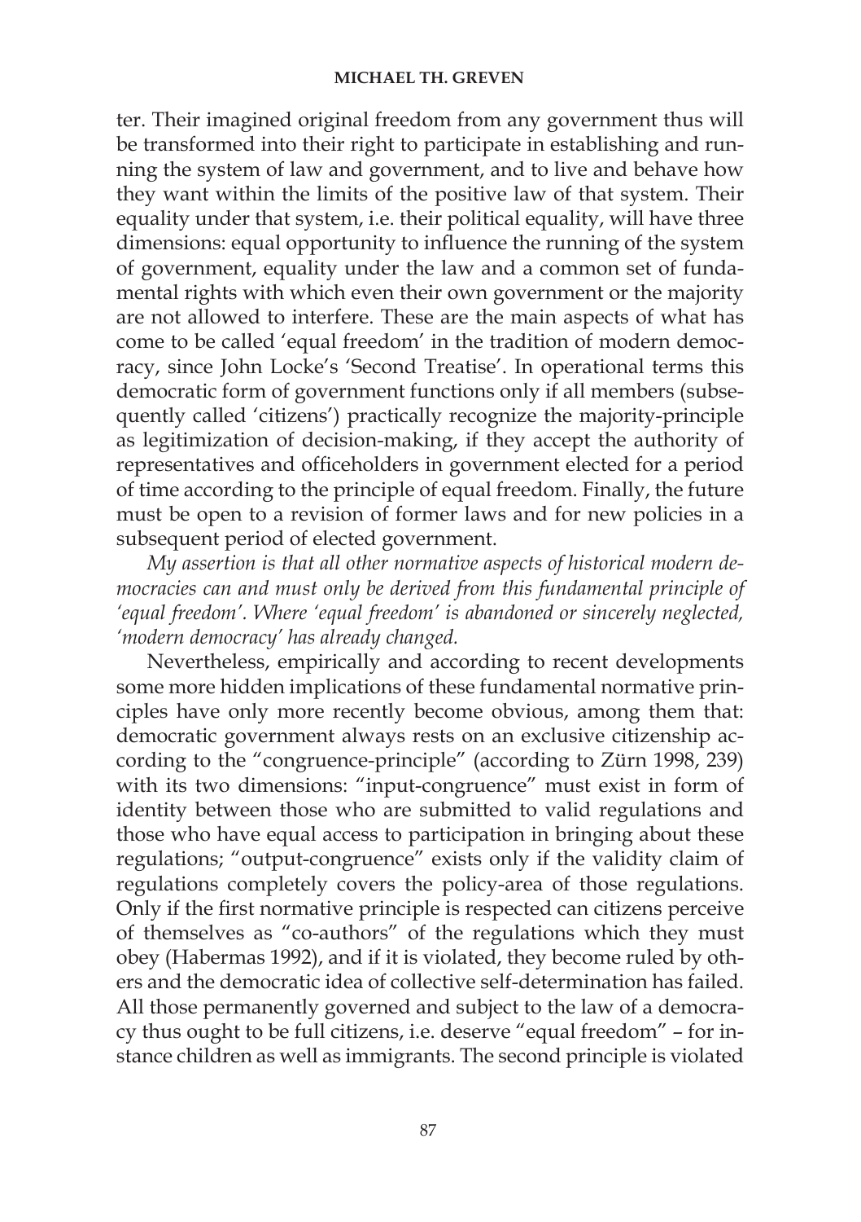ter. Their imagined original freedom from any government thus will be transformed into their right to participate in establishing and running the system of law and government, and to live and behave how they want within the limits of the positive law of that system. Their equality under that system, i.e. their political equality, will have three dimensions: equal opportunity to influence the running of the system of government, equality under the law and a common set of fundamental rights with which even their own government or the majority are not allowed to interfere. These are the main aspects of what has come to be called 'equal freedom' in the tradition of modern democracy, since John Locke's 'Second Treatise'. In operational terms this democratic form of government functions only if all members (subsequently called 'citizens') practically recognize the majority-principle as legitimization of decision-making, if they accept the authority of representatives and officeholders in government elected for a period of time according to the principle of equal freedom. Finally, the future must be open to a revision of former laws and for new policies in a subsequent period of elected government.

*My assertion is that all other normative aspects of historical modern democracies can and must only be derived from this fundamental principle of 'equal freedom'. Where 'equal freedom' is abandoned or sincerely neglected, 'modern democracy' has already changed.*

Nevertheless, empirically and according to recent developments some more hidden implications of these fundamental normative principles have only more recently become obvious, among them that: democratic government always rests on an exclusive citizenship according to the "congruence-principle" (according to Zürn 1998, 239) with its two dimensions: "input-congruence" must exist in form of identity between those who are submitted to valid regulations and those who have equal access to participation in bringing about these regulations; "output-congruence" exists only if the validity claim of regulations completely covers the policy-area of those regulations. Only if the first normative principle is respected can citizens perceive of themselves as "co-authors" of the regulations which they must obey (Habermas 1992), and if it is violated, they become ruled by others and the democratic idea of collective self-determination has failed. All those permanently governed and subject to the law of a democracy thus ought to be full citizens, i.e. deserve "equal freedom" – for instance children as well as immigrants. The second principle is violated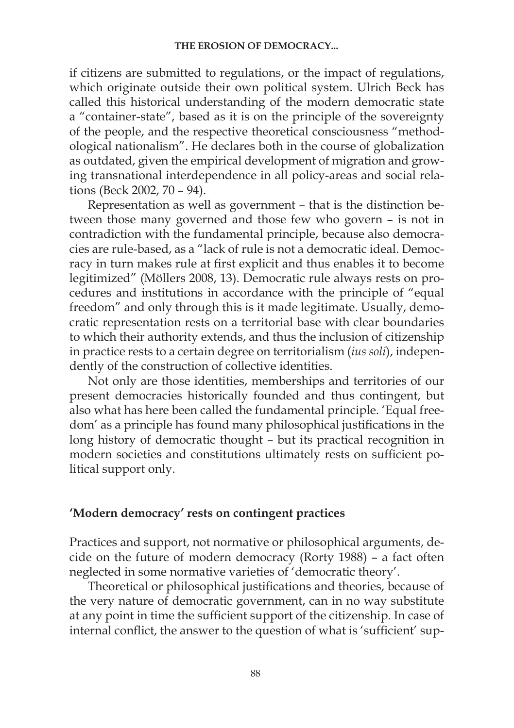if citizens are submitted to regulations, or the impact of regulations, which originate outside their own political system. Ulrich Beck has called this historical understanding of the modern democratic state a "container-state", based as it is on the principle of the sovereignty of the people, and the respective theoretical consciousness "methodological nationalism". He declares both in the course of globalization as outdated, given the empirical development of migration and growing transnational interdependence in all policy-areas and social relations (Beck 2002, 70 – 94).

Representation as well as government – that is the distinction between those many governed and those few who govern – is not in contradiction with the fundamental principle, because also democracies are rule-based, as a "lack of rule is not a democratic ideal. Democracy in turn makes rule at first explicit and thus enables it to become legitimized" (Möllers 2008, 13). Democratic rule always rests on procedures and institutions in accordance with the principle of "equal freedom" and only through this is it made legitimate. Usually, democratic representation rests on a territorial base with clear boundaries to which their authority extends, and thus the inclusion of citizenship in practice rests to a certain degree on territorialism (*ius soli*), independently of the construction of collective identities.

Not only are those identities, memberships and territories of our present democracies historically founded and thus contingent, but also what has here been called the fundamental principle. 'Equal freedom' as a principle has found many philosophical justifications in the long history of democratic thought – but its practical recognition in modern societies and constitutions ultimately rests on sufficient political support only.

## 'Modern democracy' rests on contingent practices

Practices and support, not normative or philosophical arguments, decide on the future of modern democracy (Rorty 1988) – a fact often neglected in some normative varieties of 'democratic theory'.

Theoretical or philosophical justifications and theories, because of the very nature of democratic government, can in no way substitute at any point in time the sufficient support of the citizenship. In case of internal conflict, the answer to the question of what is 'sufficient' sup-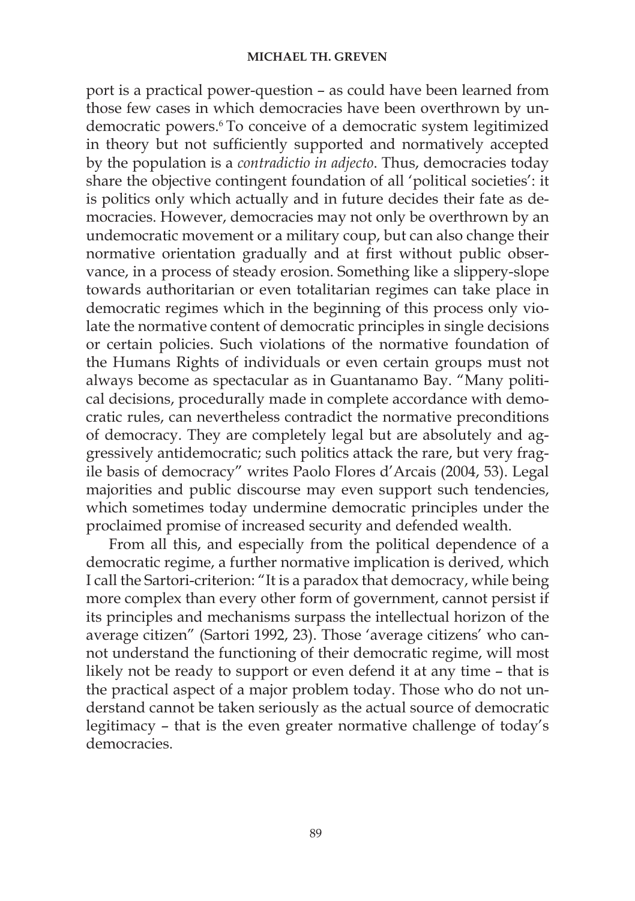port is a practical power-question – as could have been learned from those few cases in which democracies have been overthrown by undemocratic powers.[6] To conceive of a democratic system legitimized in theory but not sufficiently supported and normatively accepted by the population is a *contradictio in adjecto*. Thus, democracies today share the objective contingent foundation of all 'political societies': it is politics only which actually and in future decides their fate as democracies. However, democracies may not only be overthrown by an undemocratic movement or a military coup, but can also change their normative orientation gradually and at first without public observance, in a process of steady erosion. Something like a slippery-slope towards authoritarian or even totalitarian regimes can take place in democratic regimes which in the beginning of this process only violate the normative content of democratic principles in single decisions or certain policies. Such violations of the normative foundation of the Humans Rights of individuals or even certain groups must not always become as spectacular as in Guantanamo Bay. "Many political decisions, procedurally made in complete accordance with democratic rules, can nevertheless contradict the normative preconditions of democracy. They are completely legal but are absolutely and aggressively antidemocratic; such politics attack the rare, but very fragile basis of democracy" writes Paolo Flores d'Arcais (2004, 53). Legal majorities and public discourse may even support such tendencies, which sometimes today undermine democratic principles under the proclaimed promise of increased security and defended wealth.

From all this, and especially from the political dependence of a democratic regime, a further normative implication is derived, which I call the Sartori-criterion: "It is a paradox that democracy, while being more complex than every other form of government, cannot persist if its principles and mechanisms surpass the intellectual horizon of the average citizen" (Sartori 1992, 23). Those 'average citizens' who cannot understand the functioning of their democratic regime, will most likely not be ready to support or even defend it at any time – that is the practical aspect of a major problem today. Those who do not understand cannot be taken seriously as the actual source of democratic legitimacy – that is the even greater normative challenge of today's democracies.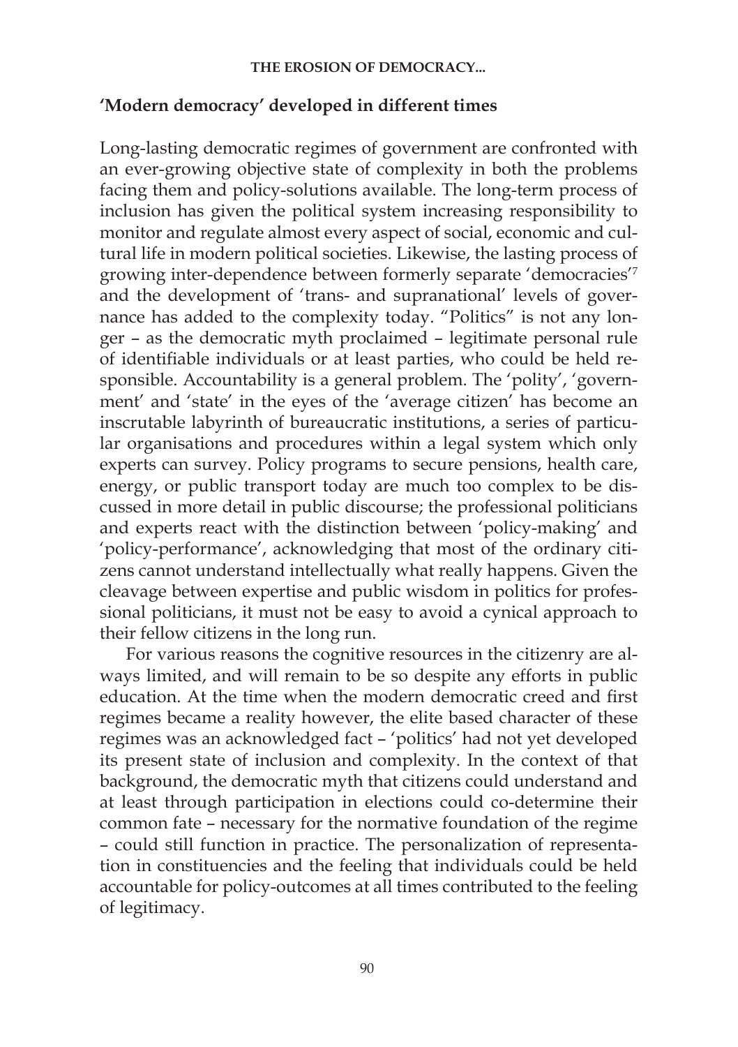## 'Modern democracy' developed in different times

Long-lasting democratic regimes of government are confronted with an ever-growing objective state of complexity in both the problems facing them and policy-solutions available. The long-term process of inclusion has given the political system increasing responsibility to monitor and regulate almost every aspect of social, economic and cultural life in modern political societies. Likewise, the lasting process of growing inter-dependence between formerly separate 'democracies'[7] and the development of 'trans- and supranational' levels of governance has added to the complexity today. "Politics" is not any longer – as the democratic myth proclaimed – legitimate personal rule of identifiable individuals or at least parties, who could be held responsible. Accountability is a general problem. The 'polity', 'government' and 'state' in the eyes of the 'average citizen' has become an inscrutable labyrinth of bureaucratic institutions, a series of particular organisations and procedures within a legal system which only experts can survey. Policy programs to secure pensions, health care, energy, or public transport today are much too complex to be discussed in more detail in public discourse; the professional politicians and experts react with the distinction between 'policy-making' and 'policy-performance', acknowledging that most of the ordinary citizens cannot understand intellectually what really happens. Given the cleavage between expertise and public wisdom in politics for professional politicians, it must not be easy to avoid a cynical approach to their fellow citizens in the long run.

For various reasons the cognitive resources in the citizenry are always limited, and will remain to be so despite any efforts in public education. At the time when the modern democratic creed and first regimes became a reality however, the elite based character of these regimes was an acknowledged fact – 'politics' had not yet developed its present state of inclusion and complexity. In the context of that background, the democratic myth that citizens could understand and at least through participation in elections could co-determine their common fate – necessary for the normative foundation of the regime – could still function in practice. The personalization of representation in constituencies and the feeling that individuals could be held accountable for policy-outcomes at all times contributed to the feeling of legitimacy.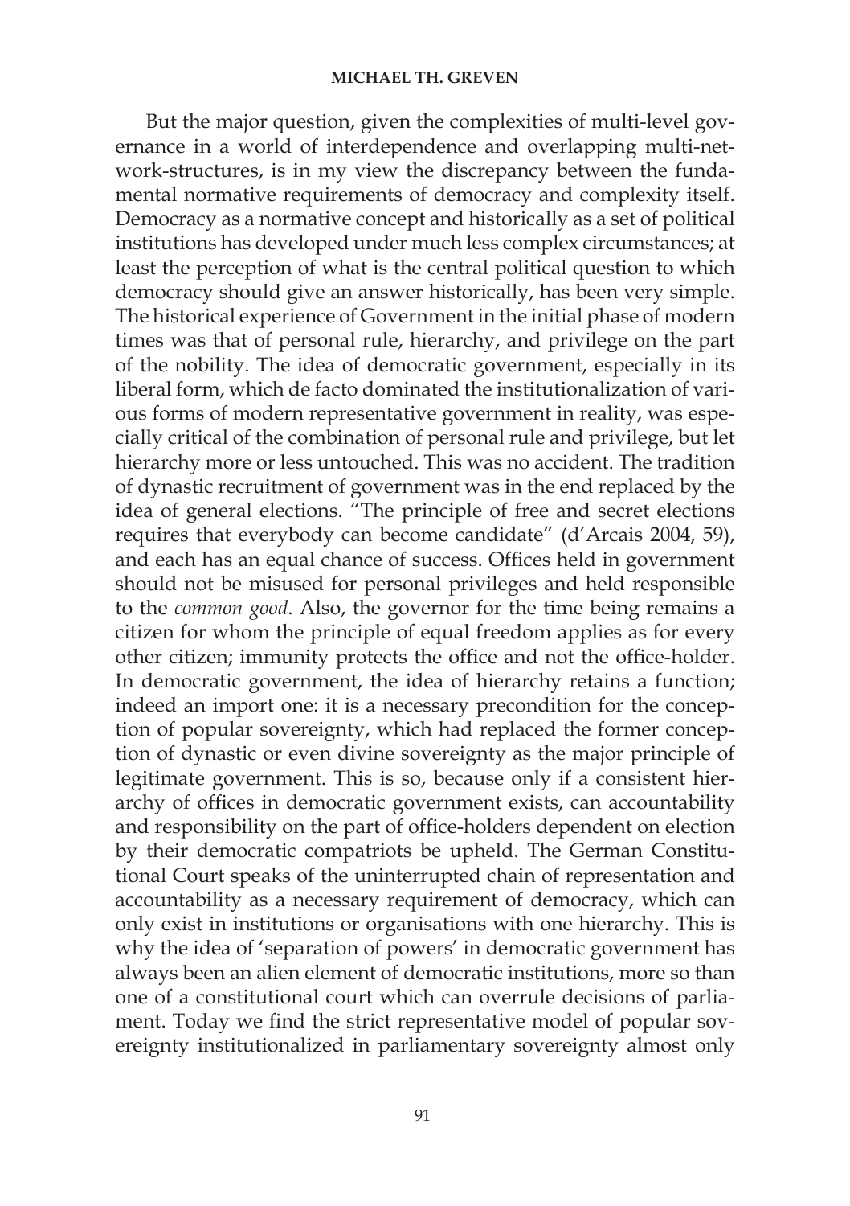But the major question, given the complexities of multi-level governance in a world of interdependence and overlapping multi-network-structures, is in my view the discrepancy between the fundamental normative requirements of democracy and complexity itself. Democracy as a normative concept and historically as a set of political institutions has developed under much less complex circumstances; at least the perception of what is the central political question to which democracy should give an answer historically, has been very simple. The historical experience of Government in the initial phase of modern times was that of personal rule, hierarchy, and privilege on the part of the nobility. The idea of democratic government, especially in its liberal form, which de facto dominated the institutionalization of various forms of modern representative government in reality, was especially critical of the combination of personal rule and privilege, but let hierarchy more or less untouched. This was no accident. The tradition of dynastic recruitment of government was in the end replaced by the idea of general elections. "The principle of free and secret elections requires that everybody can become candidate" (d'Arcais 2004, 59), and each has an equal chance of success. Offices held in government should not be misused for personal privileges and held responsible to the *common good*. Also, the governor for the time being remains a citizen for whom the principle of equal freedom applies as for every other citizen; immunity protects the office and not the office-holder. In democratic government, the idea of hierarchy retains a function; indeed an import one: it is a necessary precondition for the conception of popular sovereignty, which had replaced the former conception of dynastic or even divine sovereignty as the major principle of legitimate government. This is so, because only if a consistent hierarchy of offices in democratic government exists, can accountability and responsibility on the part of office-holders dependent on election by their democratic compatriots be upheld. The German Constitutional Court speaks of the uninterrupted chain of representation and accountability as a necessary requirement of democracy, which can only exist in institutions or organisations with one hierarchy. This is why the idea of 'separation of powers' in democratic government has always been an alien element of democratic institutions, more so than one of a constitutional court which can overrule decisions of parliament. Today we find the strict representative model of popular sovereignty institutionalized in parliamentary sovereignty almost only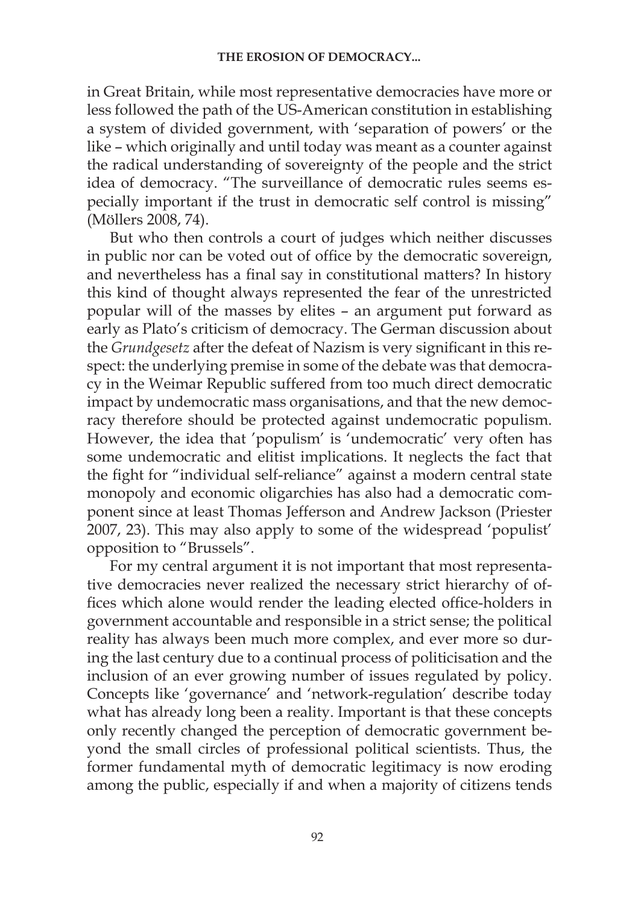in Great Britain, while most representative democracies have more or less followed the path of the US-American constitution in establishing a system of divided government, with 'separation of powers' or the like – which originally and until today was meant as a counter against the radical understanding of sovereignty of the people and the strict idea of democracy. "The surveillance of democratic rules seems especially important if the trust in democratic self control is missing" (Möllers 2008, 74).

But who then controls a court of judges which neither discusses in public nor can be voted out of office by the democratic sovereign, and nevertheless has a final say in constitutional matters? In history this kind of thought always represented the fear of the unrestricted popular will of the masses by elites – an argument put forward as early as Plato's criticism of democracy. The German discussion about the *Grundgesetz* after the defeat of Nazism is very significant in this respect: the underlying premise in some of the debate was that democracy in the Weimar Republic suffered from too much direct democratic impact by undemocratic mass organisations, and that the new democracy therefore should be protected against undemocratic populism. However, the idea that 'populism' is 'undemocratic' very often has some undemocratic and elitist implications. It neglects the fact that the fight for "individual self-reliance" against a modern central state monopoly and economic oligarchies has also had a democratic component since at least Thomas Jefferson and Andrew Jackson (Priester 2007, 23). This may also apply to some of the widespread 'populist' opposition to "Brussels".

For my central argument it is not important that most representative democracies never realized the necessary strict hierarchy of offices which alone would render the leading elected office-holders in government accountable and responsible in a strict sense; the political reality has always been much more complex, and ever more so during the last century due to a continual process of politicisation and the inclusion of an ever growing number of issues regulated by policy. Concepts like 'governance' and 'network-regulation' describe today what has already long been a reality. Important is that these concepts only recently changed the perception of democratic government beyond the small circles of professional political scientists. Thus, the former fundamental myth of democratic legitimacy is now eroding among the public, especially if and when a majority of citizens tends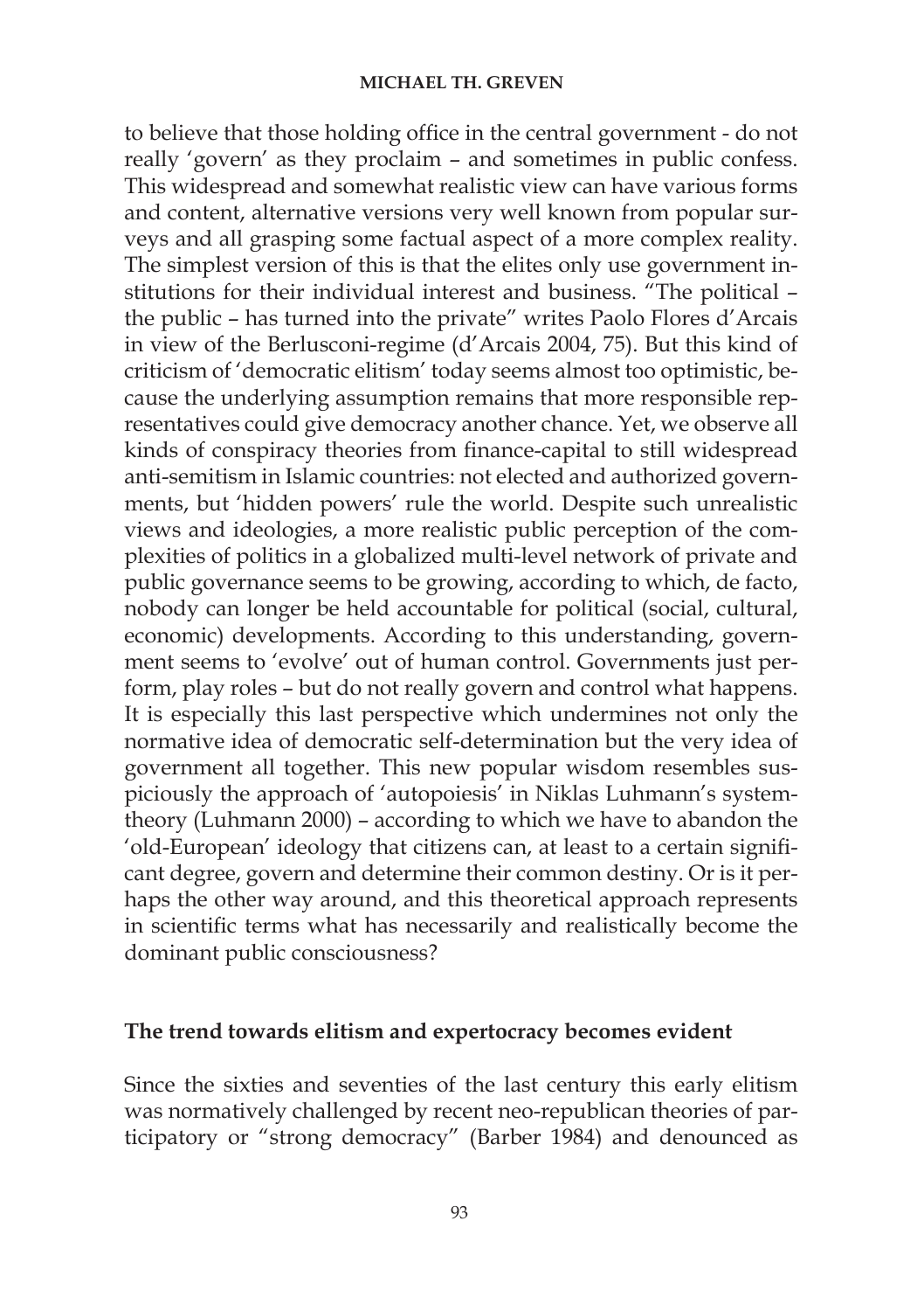to believe that those holding office in the central government - do not really 'govern' as they proclaim – and sometimes in public confess. This widespread and somewhat realistic view can have various forms and content, alternative versions very well known from popular surveys and all grasping some factual aspect of a more complex reality. The simplest version of this is that the elites only use government institutions for their individual interest and business. "The political – the public – has turned into the private" writes Paolo Flores d'Arcais in view of the Berlusconi-regime (d'Arcais 2004, 75). But this kind of criticism of 'democratic elitism' today seems almost too optimistic, because the underlying assumption remains that more responsible representatives could give democracy another chance. Yet, we observe all kinds of conspiracy theories from finance-capital to still widespread anti-semitism in Islamic countries: not elected and authorized governments, but 'hidden powers' rule the world. Despite such unrealistic views and ideologies, a more realistic public perception of the complexities of politics in a globalized multi-level network of private and public governance seems to be growing, according to which, de facto, nobody can longer be held accountable for political (social, cultural, economic) developments. According to this understanding, government seems to 'evolve' out of human control. Governments just perform, play roles – but do not really govern and control what happens. It is especially this last perspective which undermines not only the normative idea of democratic self-determination but the very idea of government all together. This new popular wisdom resembles suspiciously the approach of 'autopoiesis' in Niklas Luhmann's system-theory (Luhmann 2000) – according to which we have to abandon the 'old-European' ideology that citizens can, at least to a certain significant degree, govern and determine their common destiny. Or is it perhaps the other way around, and this theoretical approach represents in scientific terms what has necessarily and realistically become the dominant public consciousness?

## The trend towards elitism and expertocracy becomes evident

Since the sixties and seventies of the last century this early elitism was normatively challenged by recent neo-republican theories of participatory or "strong democracy" (Barber 1984) and denounced as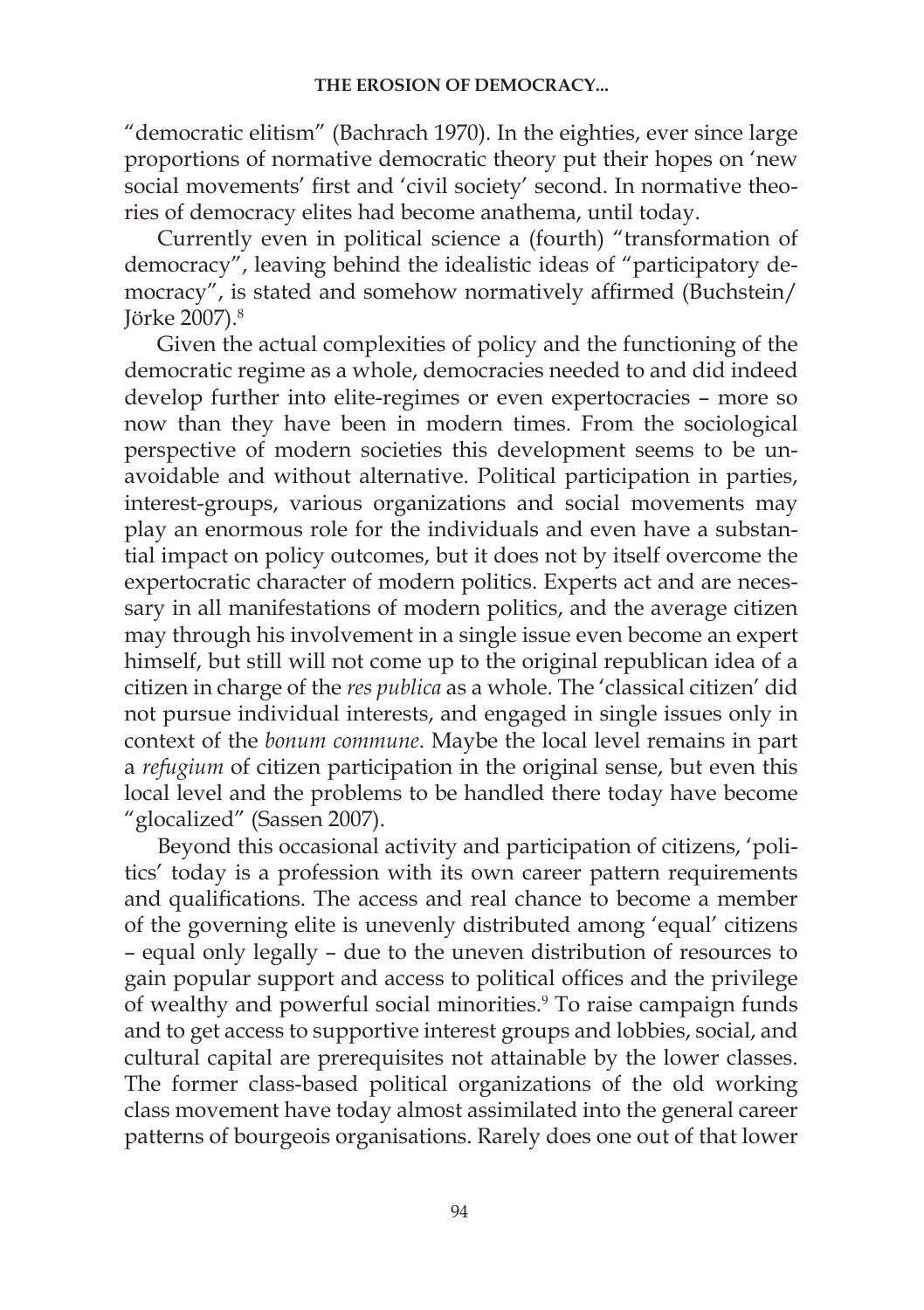"democratic elitism" (Bachrach 1970). In the eighties, ever since large proportions of normative democratic theory put their hopes on 'new social movements' first and 'civil society' second. In normative theories of democracy elites had become anathema, until today.

Currently even in political science a (fourth) "transformation of democracy", leaving behind the idealistic ideas of "participatory democracy", is stated and somehow normatively affirmed (Buchstein/ Jörke 2007).[8]

Given the actual complexities of policy and the functioning of the democratic regime as a whole, democracies needed to and did indeed develop further into elite-regimes or even expertocracies – more so now than they have been in modern times. From the sociological perspective of modern societies this development seems to be unavoidable and without alternative. Political participation in parties, interest-groups, various organizations and social movements may play an enormous role for the individuals and even have a substantial impact on policy outcomes, but it does not by itself overcome the expertocratic character of modern politics. Experts act and are necessary in all manifestations of modern politics, and the average citizen may through his involvement in a single issue even become an expert himself, but still will not come up to the original republican idea of a citizen in charge of the *res publica* as a whole. The 'classical citizen' did not pursue individual interests, and engaged in single issues only in context of the *bonum commune*. Maybe the local level remains in part a *refugium* of citizen participation in the original sense, but even this local level and the problems to be handled there today have become "glocalized" (Sassen 2007).

Beyond this occasional activity and participation of citizens, 'politics' today is a profession with its own career pattern requirements and qualifications. The access and real chance to become a member of the governing elite is unevenly distributed among 'equal' citizens – equal only legally – due to the uneven distribution of resources to gain popular support and access to political offices and the privilege of wealthy and powerful social minorities.[9] To raise campaign funds and to get access to supportive interest groups and lobbies, social, and cultural capital are prerequisites not attainable by the lower classes. The former class-based political organizations of the old working class movement have today almost assimilated into the general career patterns of bourgeois organisations. Rarely does one out of that lower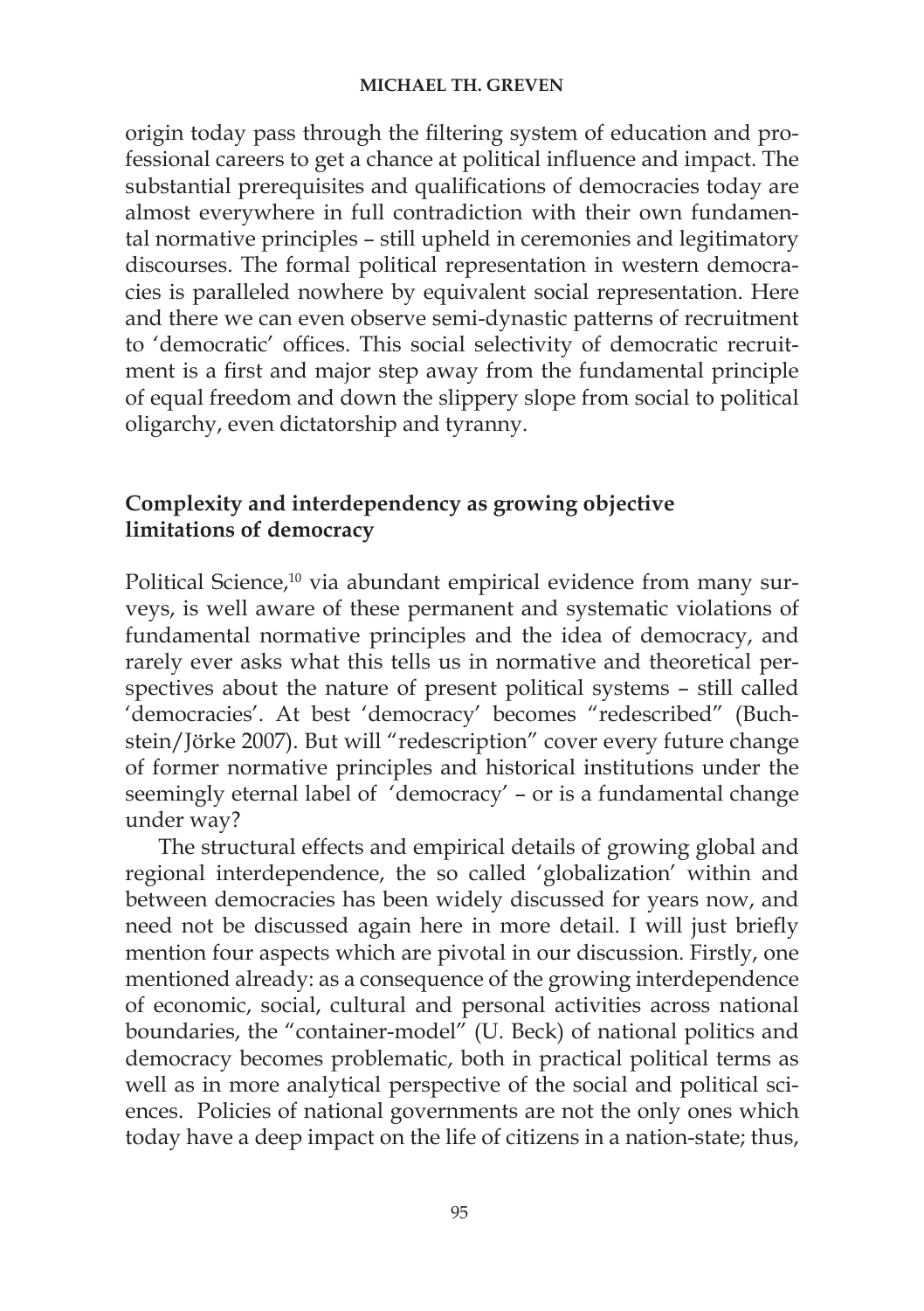origin today pass through the filtering system of education and professional careers to get a chance at political influence and impact. The substantial prerequisites and qualifications of democracies today are almost everywhere in full contradiction with their own fundamental normative principles – still upheld in ceremonies and legitimatory discourses. The formal political representation in western democracies is paralleled nowhere by equivalent social representation. Here and there we can even observe semi-dynastic patterns of recruitment to 'democratic' offices. This social selectivity of democratic recruitment is a first and major step away from the fundamental principle of equal freedom and down the slippery slope from social to political oligarchy, even dictatorship and tyranny.

## Complexity and interdependency as growing objective limitations of democracy

Political Science,[10] via abundant empirical evidence from many surveys, is well aware of these permanent and systematic violations of fundamental normative principles and the idea of democracy, and rarely ever asks what this tells us in normative and theoretical perspectives about the nature of present political systems – still called 'democracies'. At best 'democracy' becomes "redescribed" (Buchstein/Jörke 2007). But will "redescription" cover every future change of former normative principles and historical institutions under the seemingly eternal label of 'democracy' – or is a fundamental change under way?

The structural effects and empirical details of growing global and regional interdependence, the so called 'globalization' within and between democracies has been widely discussed for years now, and need not be discussed again here in more detail. I will just briefly mention four aspects which are pivotal in our discussion. Firstly, one mentioned already: as a consequence of the growing interdependence of economic, social, cultural and personal activities across national boundaries, the "container-model" (U. Beck) of national politics and democracy becomes problematic, both in practical political terms as well as in more analytical perspective of the social and political sciences. Policies of national governments are not the only ones which today have a deep impact on the life of citizens in a nation-state; thus,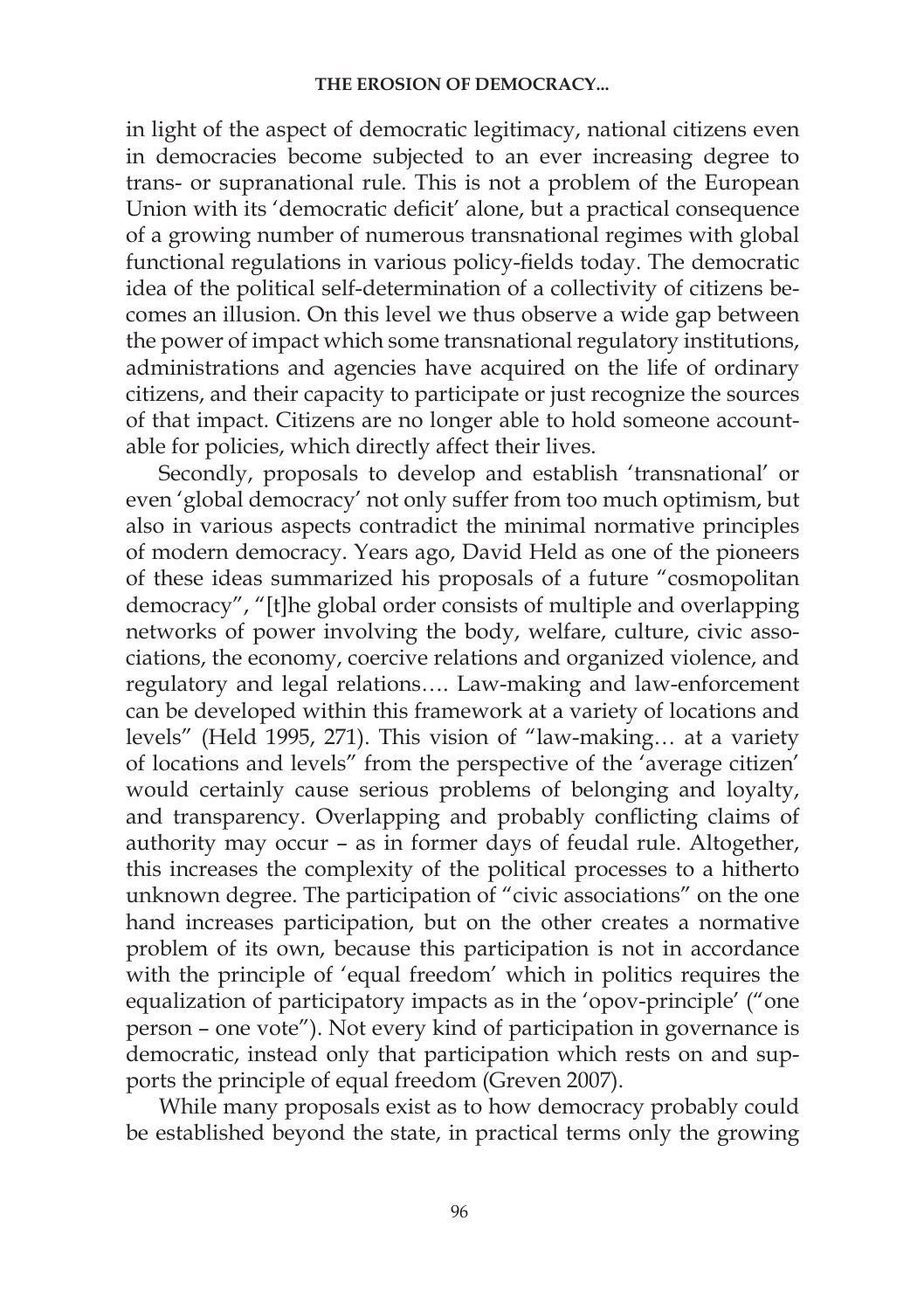in light of the aspect of democratic legitimacy, national citizens even in democracies become subjected to an ever increasing degree to trans- or supranational rule. This is not a problem of the European Union with its 'democratic deficit' alone, but a practical consequence of a growing number of numerous transnational regimes with global functional regulations in various policy-fields today. The democratic idea of the political self-determination of a collectivity of citizens becomes an illusion. On this level we thus observe a wide gap between the power of impact which some transnational regulatory institutions, administrations and agencies have acquired on the life of ordinary citizens, and their capacity to participate or just recognize the sources of that impact. Citizens are no longer able to hold someone accountable for policies, which directly affect their lives.

Secondly, proposals to develop and establish 'transnational' or even 'global democracy' not only suffer from too much optimism, but also in various aspects contradict the minimal normative principles of modern democracy. Years ago, David Held as one of the pioneers of these ideas summarized his proposals of a future "cosmopolitan democracy", "[t]he global order consists of multiple and overlapping networks of power involving the body, welfare, culture, civic associations, the economy, coercive relations and organized violence, and regulatory and legal relations…. Law-making and law-enforcement can be developed within this framework at a variety of locations and levels" (Held 1995, 271). This vision of "law-making… at a variety of locations and levels" from the perspective of the 'average citizen' would certainly cause serious problems of belonging and loyalty, and transparency. Overlapping and probably conflicting claims of authority may occur – as in former days of feudal rule. Altogether, this increases the complexity of the political processes to a hitherto unknown degree. The participation of "civic associations" on the one hand increases participation, but on the other creates a normative problem of its own, because this participation is not in accordance with the principle of 'equal freedom' which in politics requires the equalization of participatory impacts as in the 'opov-principle' ("one person – one vote"). Not every kind of participation in governance is democratic, instead only that participation which rests on and supports the principle of equal freedom (Greven 2007).

While many proposals exist as to how democracy probably could be established beyond the state, in practical terms only the growing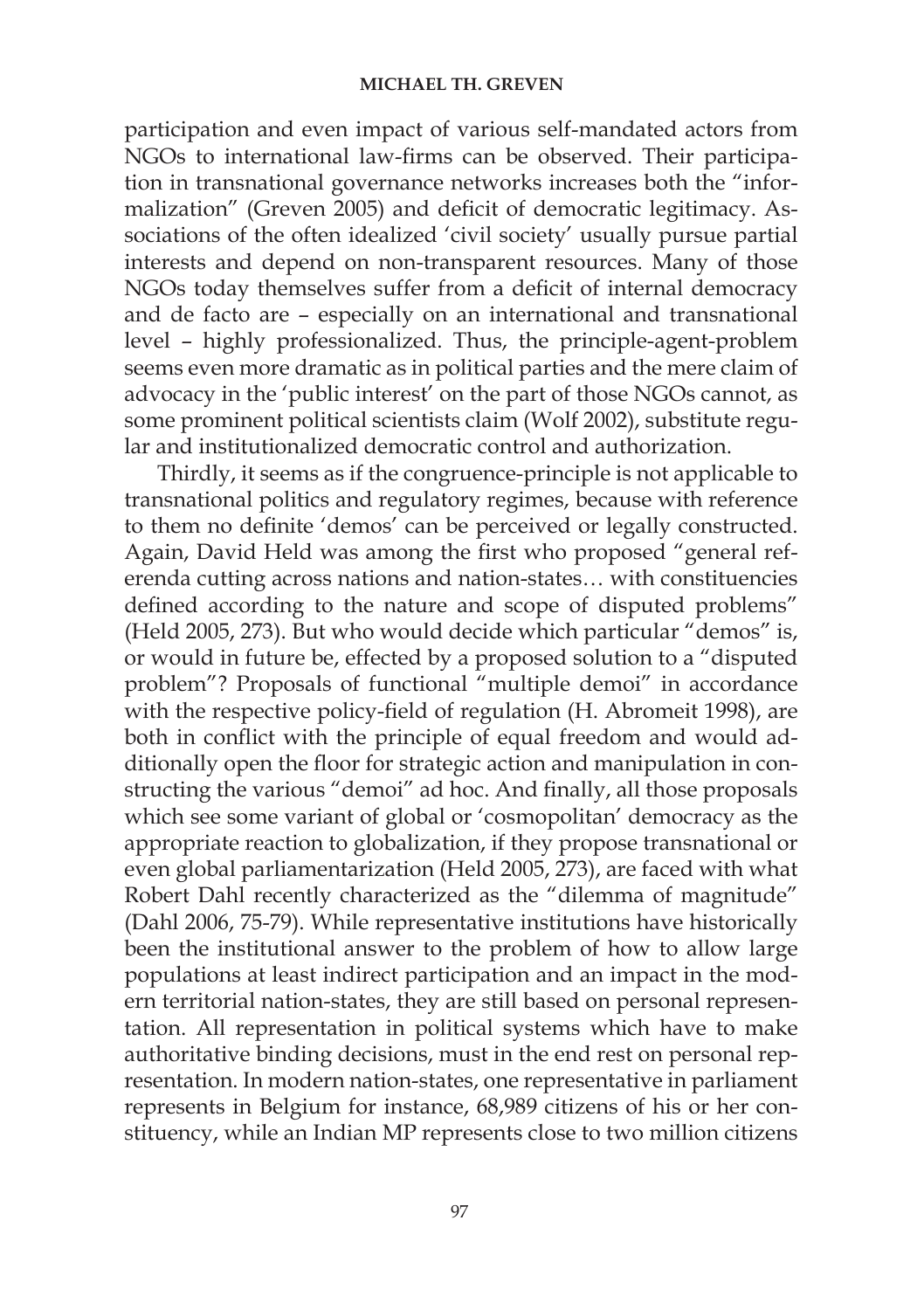participation and even impact of various self-mandated actors from NGOs to international law-firms can be observed. Their participation in transnational governance networks increases both the "informalization" (Greven 2005) and deficit of democratic legitimacy. Associations of the often idealized 'civil society' usually pursue partial interests and depend on non-transparent resources. Many of those NGOs today themselves suffer from a deficit of internal democracy and de facto are – especially on an international and transnational level – highly professionalized. Thus, the principle-agent-problem seems even more dramatic as in political parties and the mere claim of advocacy in the 'public interest' on the part of those NGOs cannot, as some prominent political scientists claim (Wolf 2002), substitute regular and institutionalized democratic control and authorization.

Thirdly, it seems as if the congruence-principle is not applicable to transnational politics and regulatory regimes, because with reference to them no definite 'demos' can be perceived or legally constructed. Again, David Held was among the first who proposed "general referenda cutting across nations and nation-states… with constituencies defined according to the nature and scope of disputed problems" (Held 2005, 273). But who would decide which particular "demos" is, or would in future be, effected by a proposed solution to a "disputed problem"? Proposals of functional "multiple demoi" in accordance with the respective policy-field of regulation (H. Abromeit 1998), are both in conflict with the principle of equal freedom and would additionally open the floor for strategic action and manipulation in constructing the various "demoi" ad hoc. And finally, all those proposals which see some variant of global or 'cosmopolitan' democracy as the appropriate reaction to globalization, if they propose transnational or even global parliamentarization (Held 2005, 273), are faced with what Robert Dahl recently characterized as the "dilemma of magnitude" (Dahl 2006, 75-79). While representative institutions have historically been the institutional answer to the problem of how to allow large populations at least indirect participation and an impact in the modern territorial nation-states, they are still based on personal representation. All representation in political systems which have to make authoritative binding decisions, must in the end rest on personal representation. In modern nation-states, one representative in parliament represents in Belgium for instance, 68,989 citizens of his or her constituency, while an Indian MP represents close to two million citizens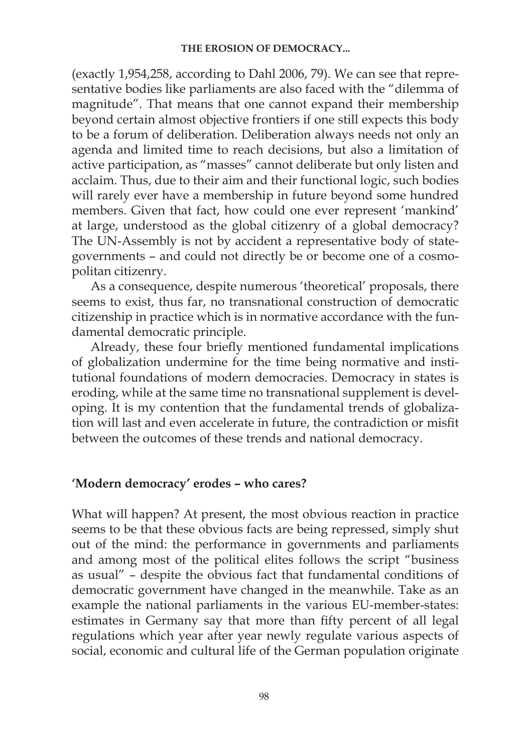(exactly 1,954,258, according to Dahl 2006, 79). We can see that representative bodies like parliaments are also faced with the "dilemma of magnitude". That means that one cannot expand their membership beyond certain almost objective frontiers if one still expects this body to be a forum of deliberation. Deliberation always needs not only an agenda and limited time to reach decisions, but also a limitation of active participation, as "masses" cannot deliberate but only listen and acclaim. Thus, due to their aim and their functional logic, such bodies will rarely ever have a membership in future beyond some hundred members. Given that fact, how could one ever represent 'mankind' at large, understood as the global citizenry of a global democracy? The UN-Assembly is not by accident a representative body of state-governments – and could not directly be or become one of a cosmopolitan citizenry.

As a consequence, despite numerous 'theoretical' proposals, there seems to exist, thus far, no transnational construction of democratic citizenship in practice which is in normative accordance with the fundamental democratic principle.

Already, these four briefly mentioned fundamental implications of globalization undermine for the time being normative and institutional foundations of modern democracies. Democracy in states is eroding, while at the same time no transnational supplement is developing. It is my contention that the fundamental trends of globalization will last and even accelerate in future, the contradiction or misfit between the outcomes of these trends and national democracy.

## 'Modern democracy' erodes – who cares?

What will happen? At present, the most obvious reaction in practice seems to be that these obvious facts are being repressed, simply shut out of the mind: the performance in governments and parliaments and among most of the political elites follows the script "business as usual" – despite the obvious fact that fundamental conditions of democratic government have changed in the meanwhile. Take as an example the national parliaments in the various EU-member-states: estimates in Germany say that more than fifty percent of all legal regulations which year after year newly regulate various aspects of social, economic and cultural life of the German population originate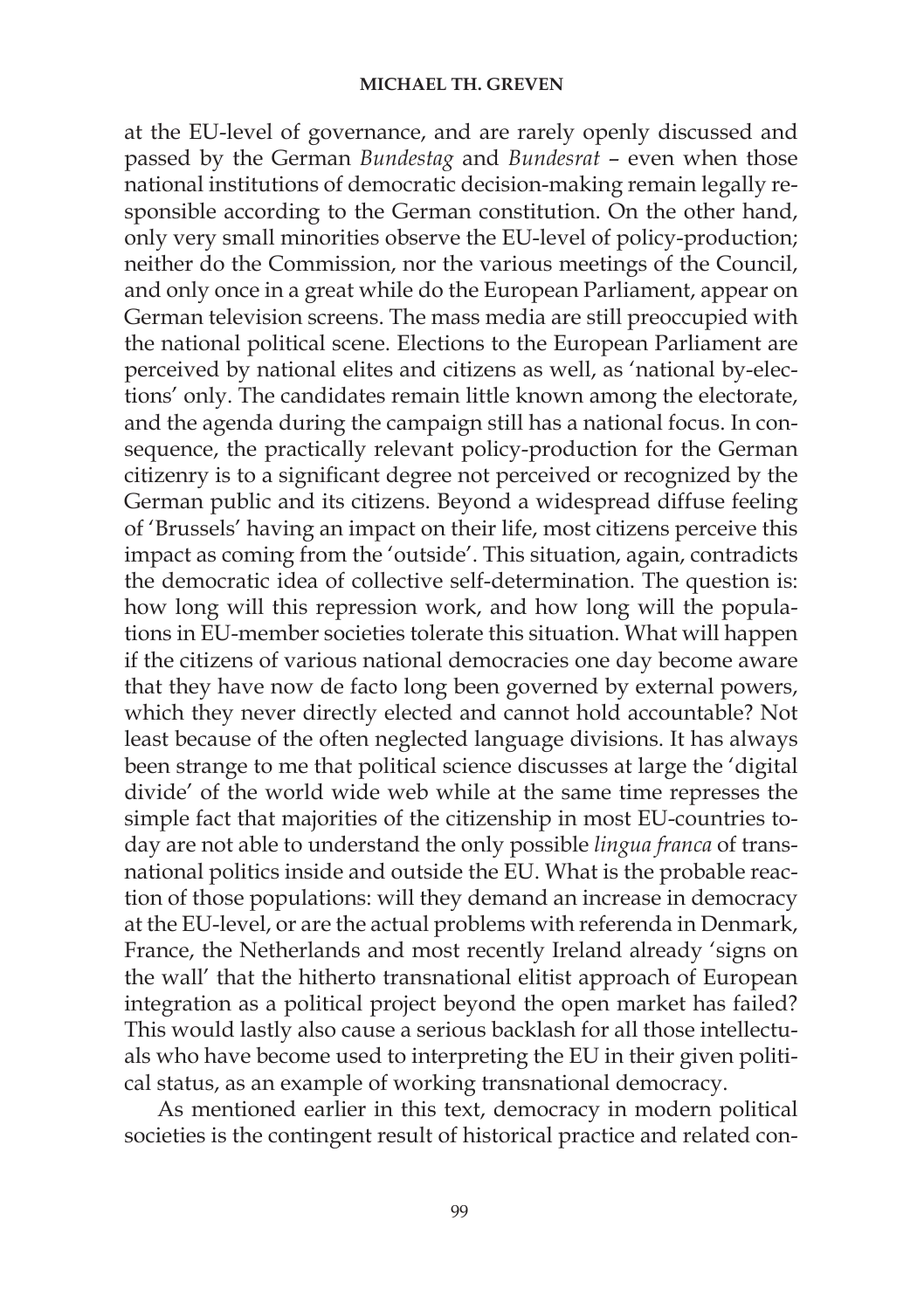at the EU-level of governance, and are rarely openly discussed and passed by the German *Bundestag* and *Bundesrat* – even when those national institutions of democratic decision-making remain legally responsible according to the German constitution. On the other hand, only very small minorities observe the EU-level of policy-production; neither do the Commission, nor the various meetings of the Council, and only once in a great while do the European Parliament, appear on German television screens. The mass media are still preoccupied with the national political scene. Elections to the European Parliament are perceived by national elites and citizens as well, as 'national by-elections' only. The candidates remain little known among the electorate, and the agenda during the campaign still has a national focus. In consequence, the practically relevant policy-production for the German citizenry is to a significant degree not perceived or recognized by the German public and its citizens. Beyond a widespread diffuse feeling of 'Brussels' having an impact on their life, most citizens perceive this impact as coming from the 'outside'. This situation, again, contradicts the democratic idea of collective self-determination. The question is: how long will this repression work, and how long will the populations in EU-member societies tolerate this situation. What will happen if the citizens of various national democracies one day become aware that they have now de facto long been governed by external powers, which they never directly elected and cannot hold accountable? Not least because of the often neglected language divisions. It has always been strange to me that political science discusses at large the 'digital divide' of the world wide web while at the same time represses the simple fact that majorities of the citizenship in most EU-countries today are not able to understand the only possible *lingua franca* of transnational politics inside and outside the EU. What is the probable reaction of those populations: will they demand an increase in democracy at the EU-level, or are the actual problems with referenda in Denmark, France, the Netherlands and most recently Ireland already 'signs on the wall' that the hitherto transnational elitist approach of European integration as a political project beyond the open market has failed? This would lastly also cause a serious backlash for all those intellectuals who have become used to interpreting the EU in their given political status, as an example of working transnational democracy.

As mentioned earlier in this text, democracy in modern political societies is the contingent result of historical practice and related con-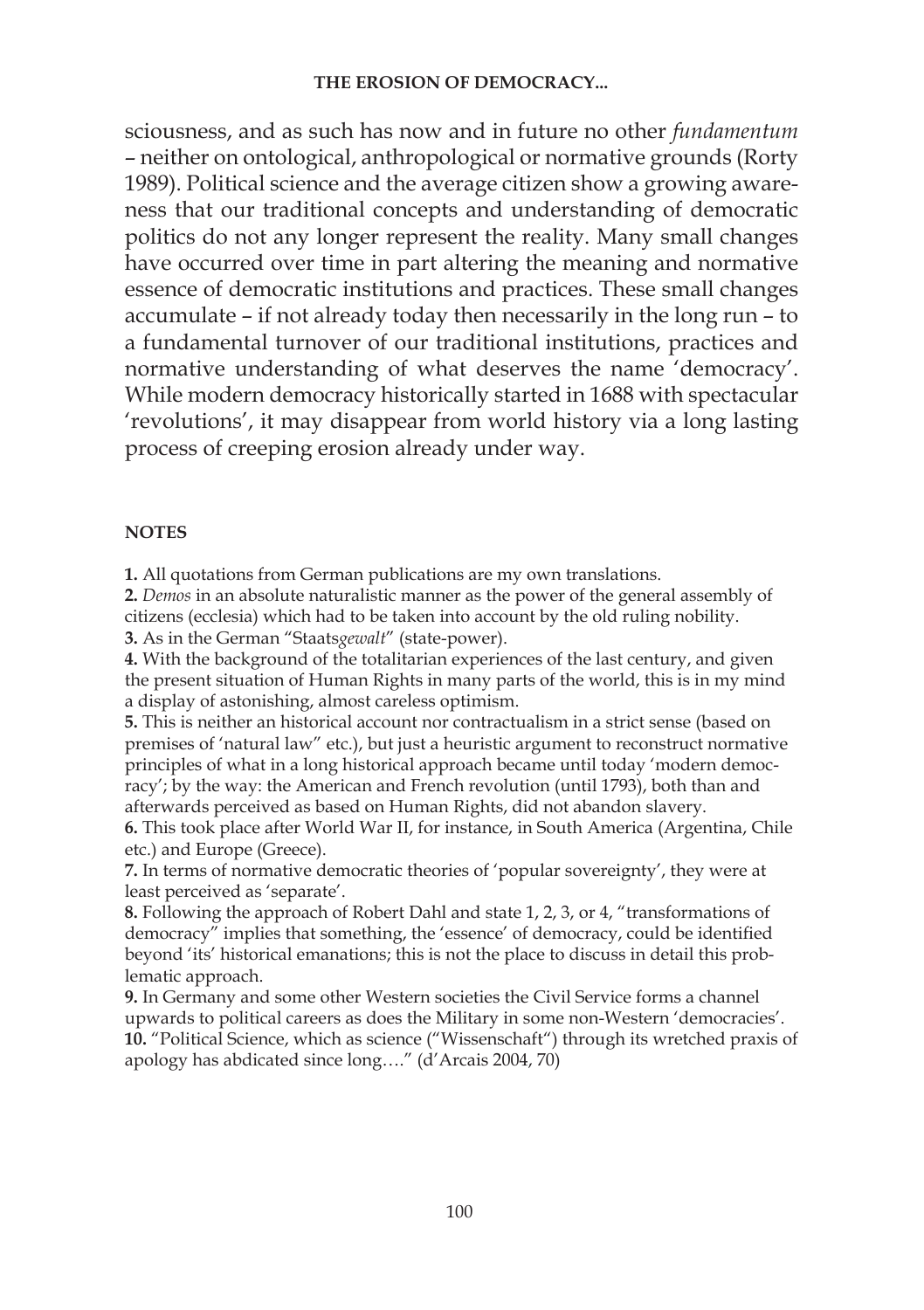sciousness, and as such has now and in future no other *fundamentum* – neither on ontological, anthropological or normative grounds (Rorty 1989). Political science and the average citizen show a growing awareness that our traditional concepts and understanding of democratic politics do not any longer represent the reality. Many small changes have occurred over time in part altering the meaning and normative essence of democratic institutions and practices. These small changes accumulate – if not already today then necessarily in the long run – to a fundamental turnover of our traditional institutions, practices and normative understanding of what deserves the name 'democracy'. While modern democracy historically started in 1688 with spectacular 'revolutions', it may disappear from world history via a long lasting process of creeping erosion already under way.

**NOTES**

**1.** All quotations from German publications are my own translations.

**2.** *Demos* in an absolute naturalistic manner as the power of the general assembly of citizens (ecclesia) which had to be taken into account by the old ruling nobility.

**3.** As in the German "Staats*gewalt*" (state-power).

**4.** With the background of the totalitarian experiences of the last century, and given the present situation of Human Rights in many parts of the world, this is in my mind a display of astonishing, almost careless optimism.

**5.** This is neither an historical account nor contractualism in a strict sense (based on premises of 'natural law" etc.), but just a heuristic argument to reconstruct normative principles of what in a long historical approach became until today 'modern democracy'; by the way: the American and French revolution (until 1793), both than and afterwards perceived as based on Human Rights, did not abandon slavery.

**6.** This took place after World War II, for instance, in South America (Argentina, Chile etc.) and Europe (Greece).

**7.** In terms of normative democratic theories of 'popular sovereignty', they were at least perceived as 'separate'.

**8.** Following the approach of Robert Dahl and state 1, 2, 3, or 4, "transformations of democracy" implies that something, the 'essence' of democracy, could be identified beyond 'its' historical emanations; this is not the place to discuss in detail this problematic approach.

**9.** In Germany and some other Western societies the Civil Service forms a channel upwards to political careers as does the Military in some non-Western 'democracies'.

**10.** "Political Science, which as science ("Wissenschaft") through its wretched praxis of apology has abdicated since long…." (d'Arcais 2004, 70)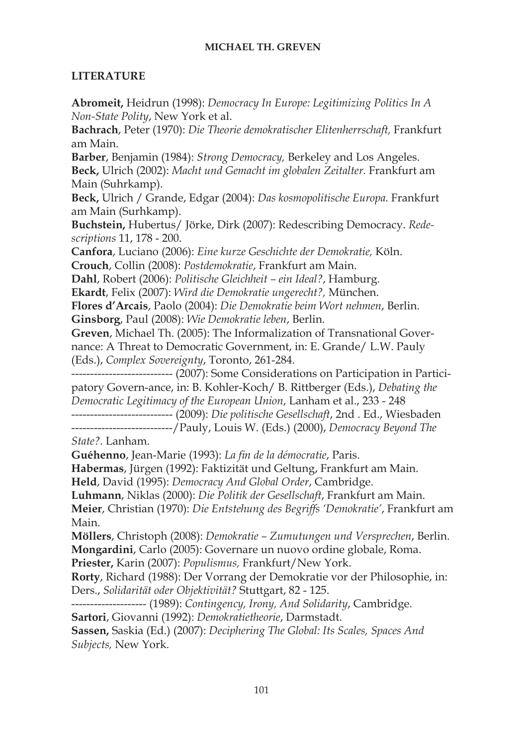## LITERATURE

**Abromeit,** Heidrun (1998): *Democracy In Europe: Legitimizing Politics In A Non-State Polity*, New York et al.

**Bachrach**, Peter (1970): *Die Theorie demokratischer Elitenherrschaft,* Frankfurt am Main.

**Barber**, Benjamin (1984): *Strong Democracy,* Berkeley and Los Angeles.

**Beck,** Ulrich (2002): *Macht und Gemacht im globalen Zeitalter.* Frankfurt am Main (Suhrkamp).

**Beck,** Ulrich / Grande, Edgar (2004): *Das kosmopolitische Europa.* Frankfurt am Main (Surhkamp).

**Buchstein,** Hubertus/ Jörke, Dirk (2007): Redescribing Democracy. *Redescriptions* 11, 178 - 200.

**Canfora**, Luciano (2006): *Eine kurze Geschichte der Demokratie,* Köln.

**Crouch**, Collin (2008): *Postdemokratie*, Frankfurt am Main.

**Dahl**, Robert (2006): *Politische Gleichheit – ein Ideal?*, Hamburg.

**Ekardt**, Felix (2007): *Wird die Demokratie ungerecht?,* München.

**Flores d'Arcais**, Paolo (2004): *Die Demokratie beim Wort nehmen*, Berlin.

**Ginsborg**, Paul (2008): *Wie Demokratie leben*, Berlin.

**Greven**, Michael Th. (2005): The Informalization of Transnational Governance: A Threat to Democratic Government, in: E. Grande/ L.W. Pauly (Eds.), *Complex Sovereignty*, Toronto, 261-284.

--------------------------- (2007): Some Considerations on Participation in Participatory Govern-ance, in: B. Kohler-Koch/ B. Rittberger (Eds.), *Debating the Democratic Legitimacy of the European Union*, Lanham et al., 233 - 248

--------------------------- (2009): *Die politische Gesellschaft*, 2nd . Ed., Wiesbaden

---------------------------/Pauly, Louis W. (Eds.) (2000), *Democracy Beyond The State?.* Lanham.

**Guéhenno**, Jean-Marie (1993): *La fin de la démocratie*, Paris.

**Habermas**, Jürgen (1992): Faktizität und Geltung, Frankfurt am Main.

**Held**, David (1995): *Democracy And Global Order*, Cambridge.

**Luhmann**, Niklas (2000): *Die Politik der Gesellschaft*, Frankfurt am Main.

**Meier**, Christian (1970): *Die Entstehung des Begriffs 'Demokratie'*, Frankfurt am Main.

**Möllers**, Christoph (2008): *Demokratie – Zumutungen und Versprechen*, Berlin.

**Mongardini**, Carlo (2005): Governare un nuovo ordine globale, Roma.

**Priester,** Karin (2007): *Populismus,* Frankfurt/New York.

**Rorty**, Richard (1988): Der Vorrang der Demokratie vor der Philosophie, in: Ders., *Solidarität oder Objektivität?* Stuttgart, 82 - 125.

-------------------- (1989): *Contingency, Irony, And Solidarity*, Cambridge.

**Sartori**, Giovanni (1992): *Demokratietheorie*, Darmstadt.

**Sassen,** Saskia (Ed.) (2007): *Deciphering The Global: Its Scales, Spaces And Subjects,* New York.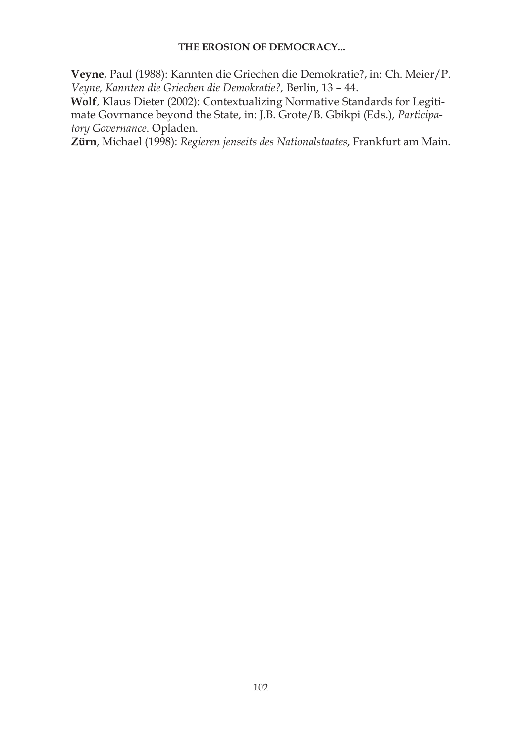**Veyne**, Paul (1988): Kannten die Griechen die Demokratie?, in: Ch. Meier/P. *Veyne, Kannten die Griechen die Demokratie?,* Berlin, 13 – 44.

**Wolf**, Klaus Dieter (2002): Contextualizing Normative Standards for Legitimate Govrnance beyond the State, in: J.B. Grote/B. Gbikpi (Eds.), *Participatory Governance*. Opladen.

**Zürn**, Michael (1998): *Regieren jenseits des Nationalstaates*, Frankfurt am Main.